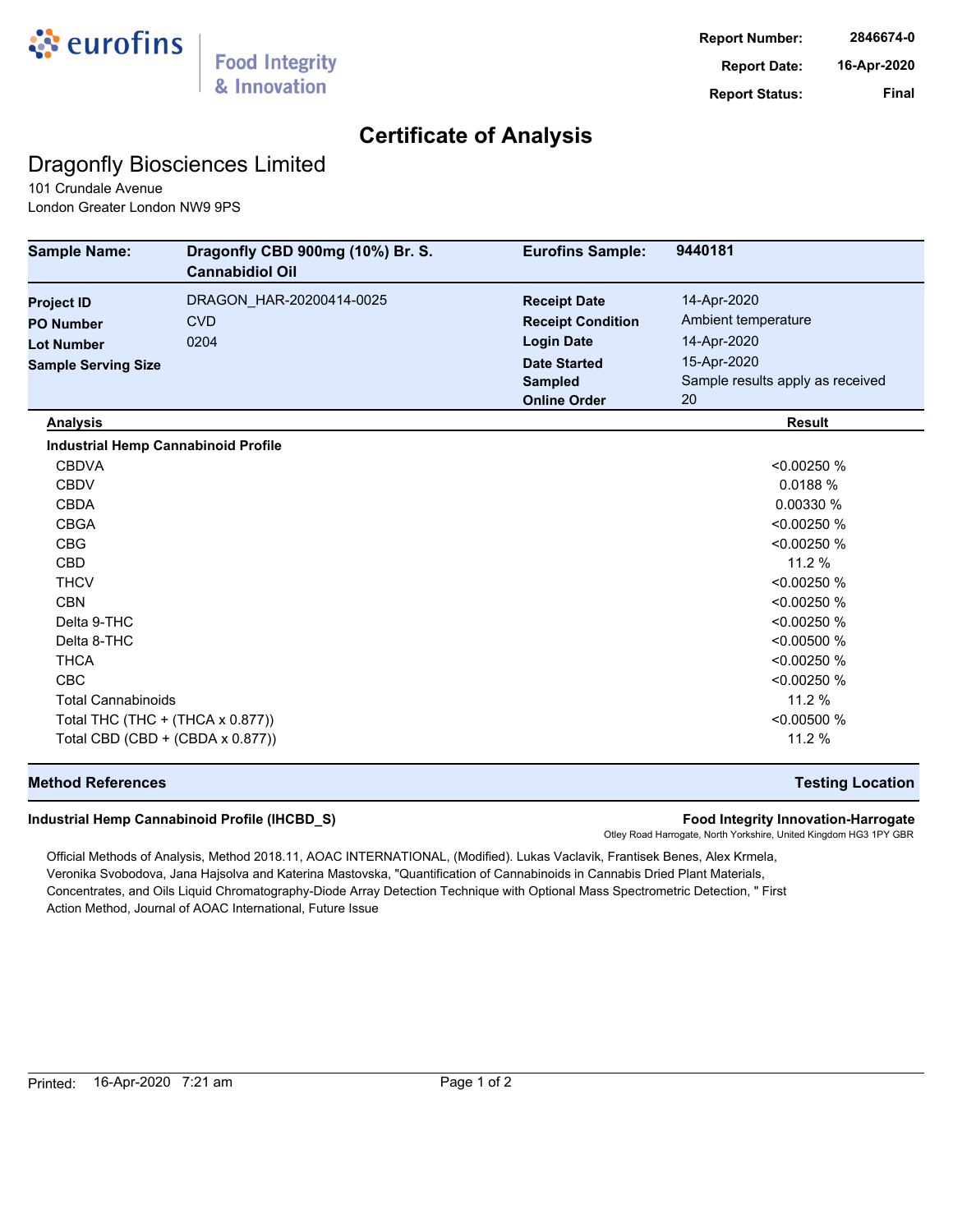eurofins | Food Integrity & Innovation

**Report Number:** 2846674-0
**Report Date:** 16-Apr-2020
**Report Status:** Final

# Certificate of Analysis

## Dragonfly Biosciences Limited

101 Crundale Avenue
London Greater London NW9 9PS

| | | | |
|---|---|---|---|
| **Sample Name:** | **Dragonfly CBD 900mg (10%) Br. S. Cannabidiol Oil** | **Eurofins Sample:** | **9440181** |
| **Project ID** | DRAGON_HAR-20200414-0025 | **Receipt Date** | 14-Apr-2020 |
| **PO Number** | CVD | **Receipt Condition** | Ambient temperature |
| **Lot Number** | 0204 | **Login Date** | 14-Apr-2020 |
| **Sample Serving Size** | | **Date Started** | 15-Apr-2020 |
| | | **Sampled** | Sample results apply as received |
| | | **Online Order** | 20 |

| Analysis | Result |
|---|---|
| **Industrial Hemp Cannabinoid Profile** | |
| CBDVA | <0.00250 % |
| CBDV | 0.0188 % |
| CBDA | 0.00330 % |
| CBGA | <0.00250 % |
| CBG | <0.00250 % |
| CBD | 11.2 % |
| THCV | <0.00250 % |
| CBN | <0.00250 % |
| Delta 9-THC | <0.00250 % |
| Delta 8-THC | <0.00500 % |
| THCA | <0.00250 % |
| CBC | <0.00250 % |
| Total Cannabinoids | 11.2 % |
| Total THC (THC + (THCA x 0.877)) | <0.00500 % |
| Total CBD (CBD + (CBDA x 0.877)) | 11.2 % |

| Method References | Testing Location |
|---|---|
| **Industrial Hemp Cannabinoid Profile (IHCBD_S)** | **Food Integrity Innovation-Harrogate** Otley Road Harrogate, North Yorkshire, United Kingdom HG3 1PY GBR |

Official Methods of Analysis, Method 2018.11, AOAC INTERNATIONAL, (Modified). Lukas Vaclavik, Frantisek Benes, Alex Krmela, Veronika Svobodova, Jana Hajsolva and Katerina Mastovska, "Quantification of Cannabinoids in Cannabis Dried Plant Materials, Concentrates, and Oils Liquid Chromatography-Diode Array Detection Technique with Optional Mass Spectrometric Detection, " First Action Method, Journal of AOAC International, Future Issue

Printed: 16-Apr-2020 7:21 am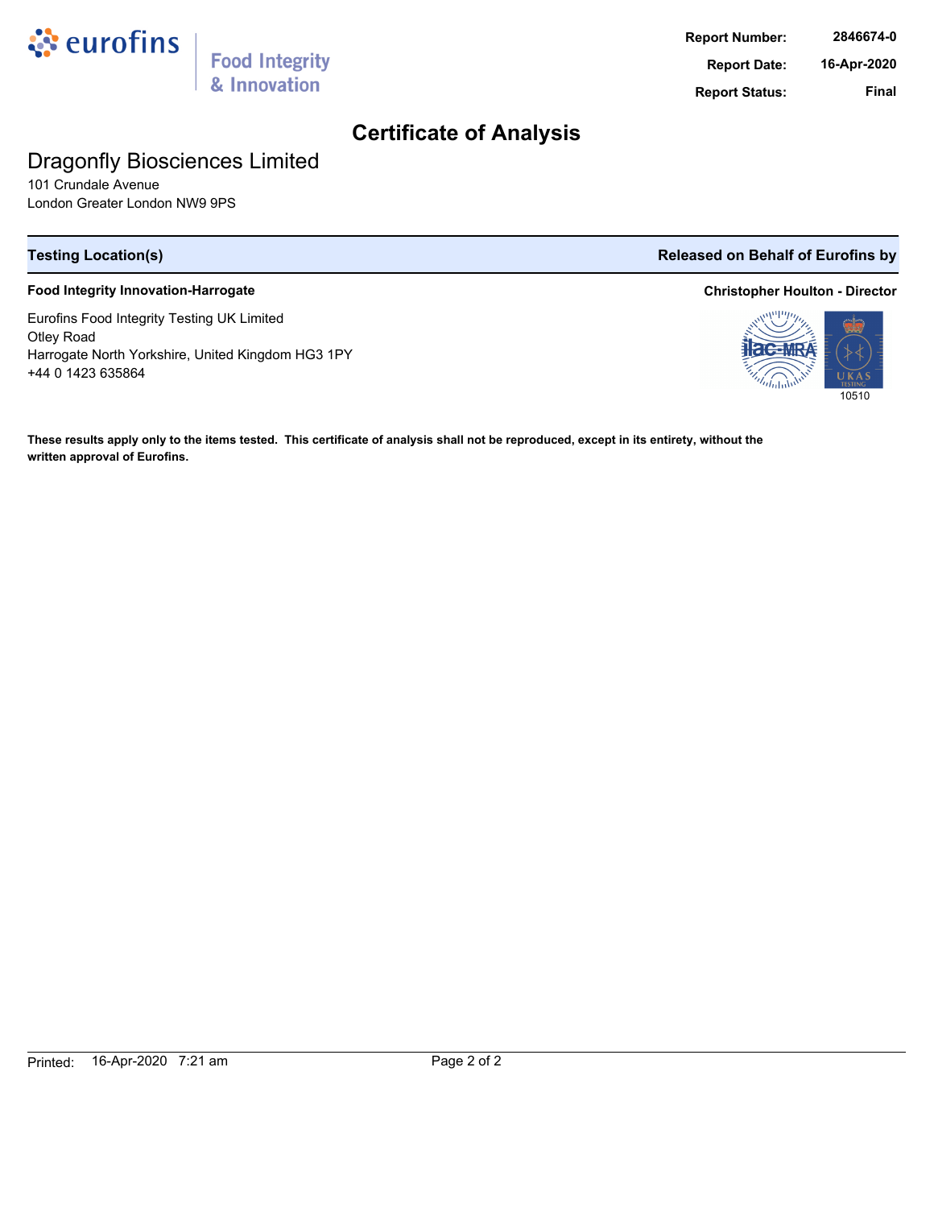**Report Number:** 2846674-0
**Report Date:** 16-Apr-2020
**Report Status:** Final

# Certificate of Analysis

## Dragonfly Biosciences Limited

101 Crundale Avenue
London Greater London NW9 9PS

| Testing Location(s) | Released on Behalf of Eurofins by |
| --- | --- |
| **Food Integrity Innovation-Harrogate** | **Christopher Houlton - Director** |

Eurofins Food Integrity Testing UK Limited
Otley Road
Harrogate North Yorkshire, United Kingdom HG3 1PY
+44 0 1423 635864

10510

**These results apply only to the items tested. This certificate of analysis shall not be reproduced, except in its entirety, without the written approval of Eurofins.**

Printed: 16-Apr-2020 7:21 am